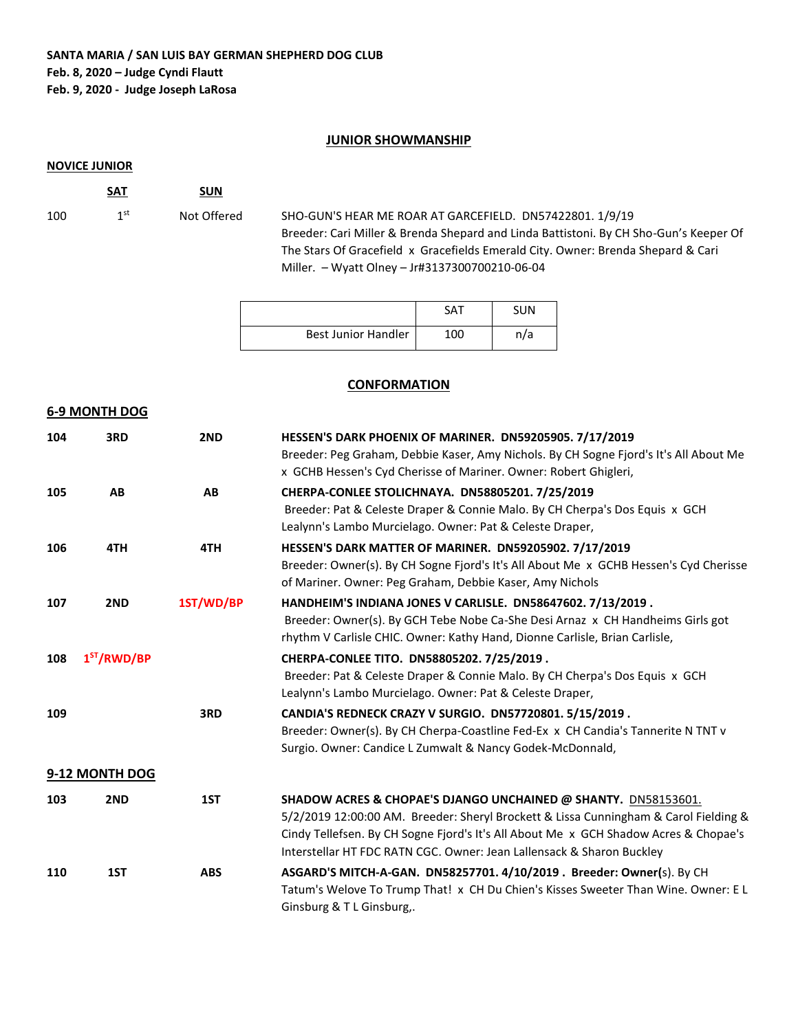**SANTA MARIA / SAN LUIS BAY GERMAN SHEPHERD DOG CLUB**
**Feb. 8, 2020 – Judge Cyndi Flautt**
**Feb. 9, 2020 - Judge Joseph LaRosa**

## JUNIOR SHOWMANSHIP

**NOVICE JUNIOR**

| | SAT | SUN | |
|---|---|---|---|
| 100 | 1st | Not Offered | SHO-GUN'S HEAR ME ROAR AT GARCEFIELD. DN57422801. 1/9/19 Breeder: Cari Miller & Brenda Shepard and Linda Battistoni. By CH Sho-Gun's Keeper Of The Stars Of Gracefield x Gracefields Emerald City. Owner: Brenda Shepard & Cari Miller. – Wyatt Olney – Jr#3137300700210-06-04 |

| | SAT | SUN |
|---|---|---|
| Best Junior Handler | 100 | n/a |

## CONFORMATION

**6-9 MONTH DOG**

| | SAT | SUN | |
|---|---|---|---|
| 104 | 3RD | 2ND | **HESSEN'S DARK PHOENIX OF MARINER. DN59205905. 7/17/2019** Breeder: Peg Graham, Debbie Kaser, Amy Nichols. By CH Sogne Fjord's It's All About Me x GCHB Hessen's Cyd Cherisse of Mariner. Owner: Robert Ghigleri, |
| 105 | AB | AB | **CHERPA-CONLEE STOLICHNAYA. DN58805201. 7/25/2019** Breeder: Pat & Celeste Draper & Connie Malo. By CH Cherpa's Dos Equis x GCH Lealynn's Lambo Murcielago. Owner: Pat & Celeste Draper, |
| 106 | 4TH | 4TH | **HESSEN'S DARK MATTER OF MARINER. DN59205902. 7/17/2019** Breeder: Owner(s). By CH Sogne Fjord's It's All About Me x GCHB Hessen's Cyd Cherisse of Mariner. Owner: Peg Graham, Debbie Kaser, Amy Nichols |
| 107 | 2ND | 1ST/WD/BP | **HANDHEIM'S INDIANA JONES V CARLISLE. DN58647602. 7/13/2019 .** Breeder: Owner(s). By GCH Tebe Nobe Ca-She Desi Arnaz x CH Handheims Girls got rhythm V Carlisle CHIC. Owner: Kathy Hand, Dionne Carlisle, Brian Carlisle, |
| 108 | 1ST/RWD/BP | | **CHERPA-CONLEE TITO. DN58805202. 7/25/2019 .** Breeder: Pat & Celeste Draper & Connie Malo. By CH Cherpa's Dos Equis x GCH Lealynn's Lambo Murcielago. Owner: Pat & Celeste Draper, |
| 109 | | 3RD | **CANDIA'S REDNECK CRAZY V SURGIO. DN57720801. 5/15/2019 .** Breeder: Owner(s). By CH Cherpa-Coastline Fed-Ex x CH Candia's Tannerite N TNT v Surgio. Owner: Candice L Zumwalt & Nancy Godek-McDonnald, |

**9-12 MONTH DOG**

| | SAT | SUN | |
|---|---|---|---|
| 103 | 2ND | 1ST | **SHADOW ACRES & CHOPAE'S DJANGO UNCHAINED @ SHANTY. DN58153601.** 5/2/2019 12:00:00 AM. Breeder: Sheryl Brockett & Lissa Cunningham & Carol Fielding & Cindy Tellefsen. By CH Sogne Fjord's It's All About Me x GCH Shadow Acres & Chopae's Interstellar HT FDC RATN CGC. Owner: Jean Lallensack & Sharon Buckley |
| 110 | 1ST | ABS | **ASGARD'S MITCH-A-GAN. DN58257701. 4/10/2019 . Breeder: Owner(s).** By CH Tatum's Welove To Trump That! x CH Du Chien's Kisses Sweeter Than Wine. Owner: E L Ginsburg & T L Ginsburg,. |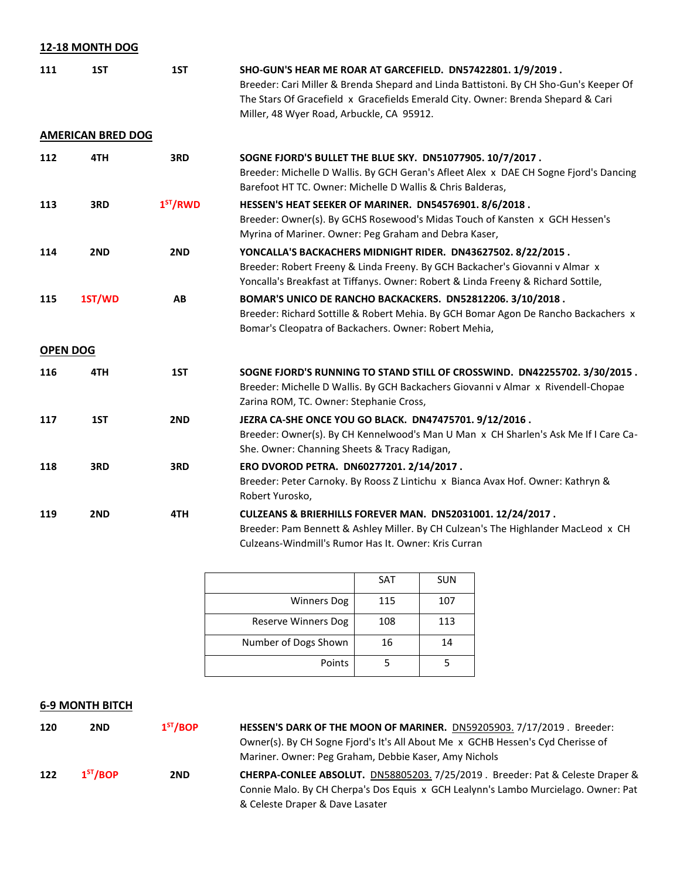## 12-18 MONTH DOG

| | | | |
|---|---|---|---|
| 111 | 1ST | 1ST | **SHO-GUN'S HEAR ME ROAR AT GARCEFIELD. DN57422801. 1/9/2019 .** Breeder: Cari Miller & Brenda Shepard and Linda Battistoni. By CH Sho-Gun's Keeper Of The Stars Of Gracefield x Gracefields Emerald City. Owner: Brenda Shepard & Cari Miller, 48 Wyer Road, Arbuckle, CA 95912. |

## AMERICAN BRED DOG

| | | | |
|---|---|---|---|
| 112 | 4TH | 3RD | **SOGNE FJORD'S BULLET THE BLUE SKY. DN51077905. 10/7/2017 .** Breeder: Michelle D Wallis. By GCH Geran's Afleet Alex x DAE CH Sogne Fjord's Dancing Barefoot HT TC. Owner: Michelle D Wallis & Chris Balderas, |
| 113 | 3RD | 1ST/RWD | **HESSEN'S HEAT SEEKER OF MARINER. DN54576901. 8/6/2018 .** Breeder: Owner(s). By GCHS Rosewood's Midas Touch of Kansten x GCH Hessen's Myrina of Mariner. Owner: Peg Graham and Debra Kaser, |
| 114 | 2ND | 2ND | **YONCALLA'S BACKACHERS MIDNIGHT RIDER. DN43627502. 8/22/2015 .** Breeder: Robert Freeny & Linda Freeny. By GCH Backacher's Giovanni v Almar x Yoncalla's Breakfast at Tiffanys. Owner: Robert & Linda Freeny & Richard Sottile, |
| 115 | 1ST/WD | AB | **BOMAR'S UNICO DE RANCHO BACKACKERS. DN52812206. 3/10/2018 .** Breeder: Richard Sottille & Robert Mehia. By GCH Bomar Agon De Rancho Backachers x Bomar's Cleopatra of Backachers. Owner: Robert Mehia, |

## OPEN DOG

| | | | |
|---|---|---|---|
| 116 | 4TH | 1ST | **SOGNE FJORD'S RUNNING TO STAND STILL OF CROSSWIND. DN42255702. 3/30/2015 .** Breeder: Michelle D Wallis. By GCH Backachers Giovanni v Almar x Rivendell-Chopae Zarina ROM, TC. Owner: Stephanie Cross, |
| 117 | 1ST | 2ND | **JEZRA CA-SHE ONCE YOU GO BLACK. DN47475701. 9/12/2016 .** Breeder: Owner(s). By CH Kennelwood's Man U Man x CH Sharlen's Ask Me If I Care Ca-She. Owner: Channing Sheets & Tracy Radigan, |
| 118 | 3RD | 3RD | **ERO DVOROD PETRA. DN60277201. 2/14/2017 .** Breeder: Peter Carnoky. By Rooss Z Lintichu x Bianca Avax Hof. Owner: Kathryn & Robert Yurosko, |
| 119 | 2ND | 4TH | **CULZEANS & BRIERHILLS FOREVER MAN. DN52031001. 12/24/2017 .** Breeder: Pam Bennett & Ashley Miller. By CH Culzean's The Highlander MacLeod x CH Culzeans-Windmill's Rumor Has It. Owner: Kris Curran |

| | SAT | SUN |
|---|---|---|
| Winners Dog | 115 | 107 |
| Reserve Winners Dog | 108 | 113 |
| Number of Dogs Shown | 16 | 14 |
| Points | 5 | 5 |

## 6-9 MONTH BITCH

| | | | |
|---|---|---|---|
| 120 | 2ND | 1ST/BOP | **HESSEN'S DARK OF THE MOON OF MARINER.** DN59205903. 7/17/2019 . Breeder: Owner(s). By CH Sogne Fjord's It's All About Me x GCHB Hessen's Cyd Cherisse of Mariner. Owner: Peg Graham, Debbie Kaser, Amy Nichols |
| 122 | 1ST/BOP | 2ND | **CHERPA-CONLEE ABSOLUT.** DN58805203. 7/25/2019 . Breeder: Pat & Celeste Draper & Connie Malo. By CH Cherpa's Dos Equis x GCH Lealynn's Lambo Murcielago. Owner: Pat & Celeste Draper & Dave Lasater |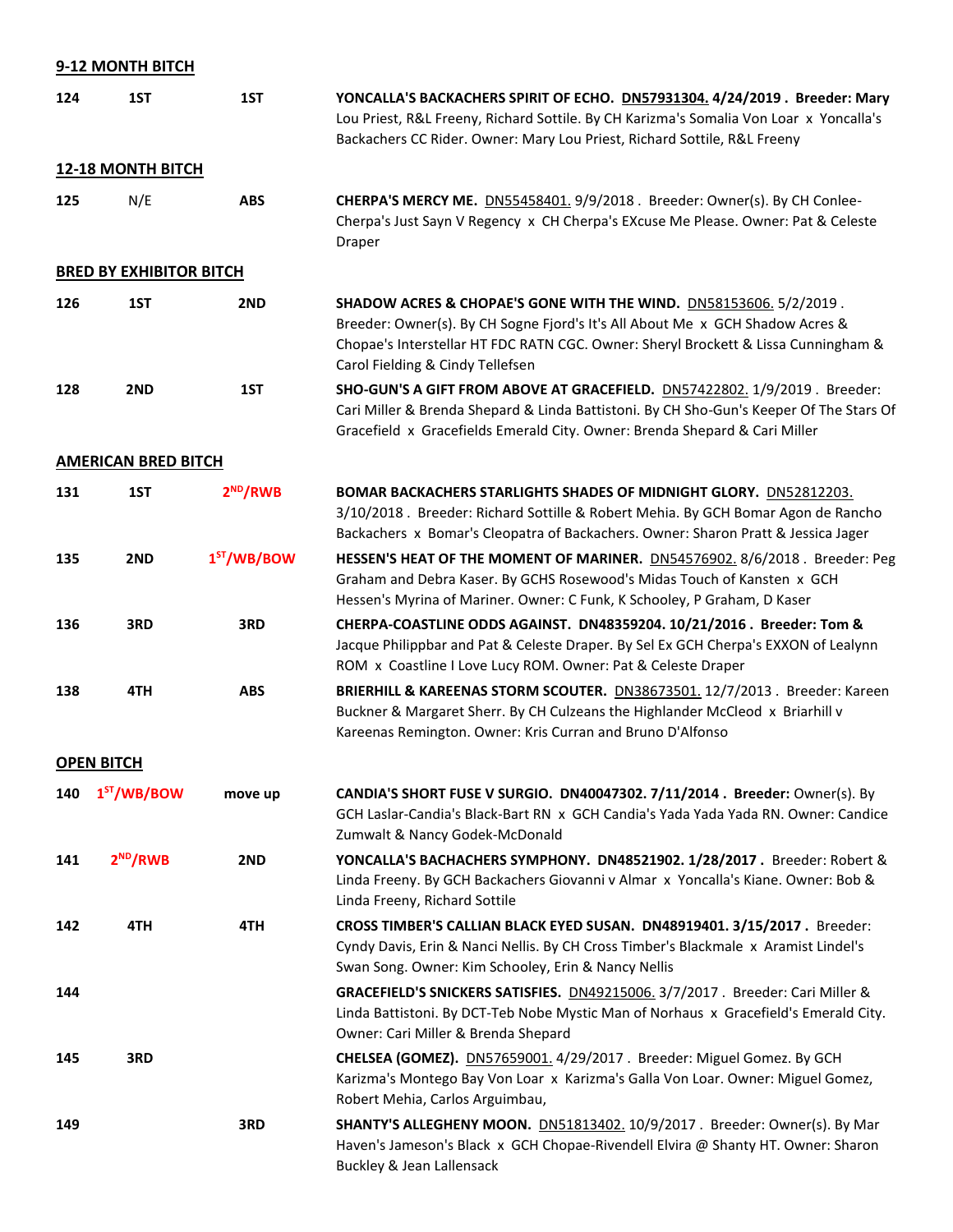## 9-12 MONTH BITCH

| | | | |
|---|---|---|---|
| 124 | 1ST | 1ST | **YONCALLA'S BACKACHERS SPIRIT OF ECHO. DN57931304. 4/24/2019 . Breeder: Mary** Lou Priest, R&L Freeny, Richard Sottile. By CH Karizma's Somalia Von Loar x Yoncalla's Backachers CC Rider. Owner: Mary Lou Priest, Richard Sottile, R&L Freeny |

## 12-18 MONTH BITCH

| | | | |
|---|---|---|---|
| 125 | N/E | ABS | **CHERPA'S MERCY ME.** DN55458401. 9/9/2018 . Breeder: Owner(s). By CH Conlee-Cherpa's Just Sayn V Regency x CH Cherpa's EXcuse Me Please. Owner: Pat & Celeste Draper |

## BRED BY EXHIBITOR BITCH

| | | | |
|---|---|---|---|
| 126 | 1ST | 2ND | **SHADOW ACRES & CHOPAE'S GONE WITH THE WIND.** DN58153606. 5/2/2019 . Breeder: Owner(s). By CH Sogne Fjord's It's All About Me x GCH Shadow Acres & Chopae's Interstellar HT FDC RATN CGC. Owner: Sheryl Brockett & Lissa Cunningham & Carol Fielding & Cindy Tellefsen |
| 128 | 2ND | 1ST | **SHO-GUN'S A GIFT FROM ABOVE AT GRACEFIELD.** DN57422802. 1/9/2019 . Breeder: Cari Miller & Brenda Shepard & Linda Battistoni. By CH Sho-Gun's Keeper Of The Stars Of Gracefield x Gracefields Emerald City. Owner: Brenda Shepard & Cari Miller |

## AMERICAN BRED BITCH

| | | | |
|---|---|---|---|
| 131 | 1ST | 2ND/RWB | **BOMAR BACKACHERS STARLIGHTS SHADES OF MIDNIGHT GLORY.** DN52812203. 3/10/2018 . Breeder: Richard Sottile & Robert Mehia. By GCH Bomar Agon de Rancho Backachers x Bomar's Cleopatra of Backachers. Owner: Sharon Pratt & Jessica Jager |
| 135 | 2ND | 1ST/WB/BOW | **HESSEN'S HEAT OF THE MOMENT OF MARINER.** DN54576902. 8/6/2018 . Breeder: Peg Graham and Debra Kaser. By GCHS Rosewood's Midas Touch of Kansten x GCH Hessen's Myrina of Mariner. Owner: C Funk, K Schooley, P Graham, D Kaser |
| 136 | 3RD | 3RD | **CHERPA-COASTLINE ODDS AGAINST. DN48359204. 10/21/2016 . Breeder: Tom &** Jacque Philippbar and Pat & Celeste Draper. By Sel Ex GCH Cherpa's EXXON of Lealynn ROM x Coastline I Love Lucy ROM. Owner: Pat & Celeste Draper |
| 138 | 4TH | ABS | **BRIERHILL & KAREENAS STORM SCOUTER.** DN38673501. 12/7/2013 . Breeder: Kareen Buckner & Margaret Sherr. By CH Culzeans the Highlander McCleod x Briarhill v Kareenas Remington. Owner: Kris Curran and Bruno D'Alfonso |

## OPEN BITCH

| | | | |
|---|---|---|---|
| 140 | 1ST/WB/BOW | move up | **CANDIA'S SHORT FUSE V SURGIO. DN40047302. 7/11/2014 . Breeder:** Owner(s). By GCH Laslar-Candia's Black-Bart RN x GCH Candia's Yada Yada Yada RN. Owner: Candice Zumwalt & Nancy Godek-McDonald |
| 141 | 2ND/RWB | 2ND | **YONCALLA'S BACHACHERS SYMPHONY. DN48521902. 1/28/2017 .** Breeder: Robert & Linda Freeny. By Backachers Giovanni v Almar x Yoncalla's Kiane. Owner: Bob & Linda Freeny, Richard Sottile |
| 142 | 4TH | 4TH | **CROSS TIMBER'S CALLIAN BLACK EYED SUSAN. DN48919401. 3/15/2017 .** Breeder: Cyndy Davis, Erin & Nanci Nellis. By CH Cross Timber's Blackmale x Aramist Lindel's Swan Song. Owner: Kim Schooley, Erin & Nancy Nellis |
| 144 | | | **GRACEFIELD'S SNICKERS SATISFIES.** DN49215006. 3/7/2017 . Breeder: Cari Miller & Linda Battistoni. By DCT-Teb Nobe Mystic Man of Norhaus x Gracefield's Emerald City. Owner: Cari Miller & Brenda Shepard |
| 145 | 3RD | | **CHELSEA (GOMEZ).** DN57659001. 4/29/2017 . Breeder: Miguel Gomez. By GCH Karizma's Montego Bay Von Loar x Karizma's Galla Von Loar. Owner: Miguel Gomez, Robert Mehia, Carlos Arguimbau, |
| 149 | | 3RD | **SHANTY'S ALLEGHENY MOON.** DN51813402. 10/9/2017 . Breeder: Owner(s). By Mar Haven's Jameson's Black x GCH Chopae-Rivendell Elvira @ Shanty HT. Owner: Sharon Buckley & Jean Lallensack |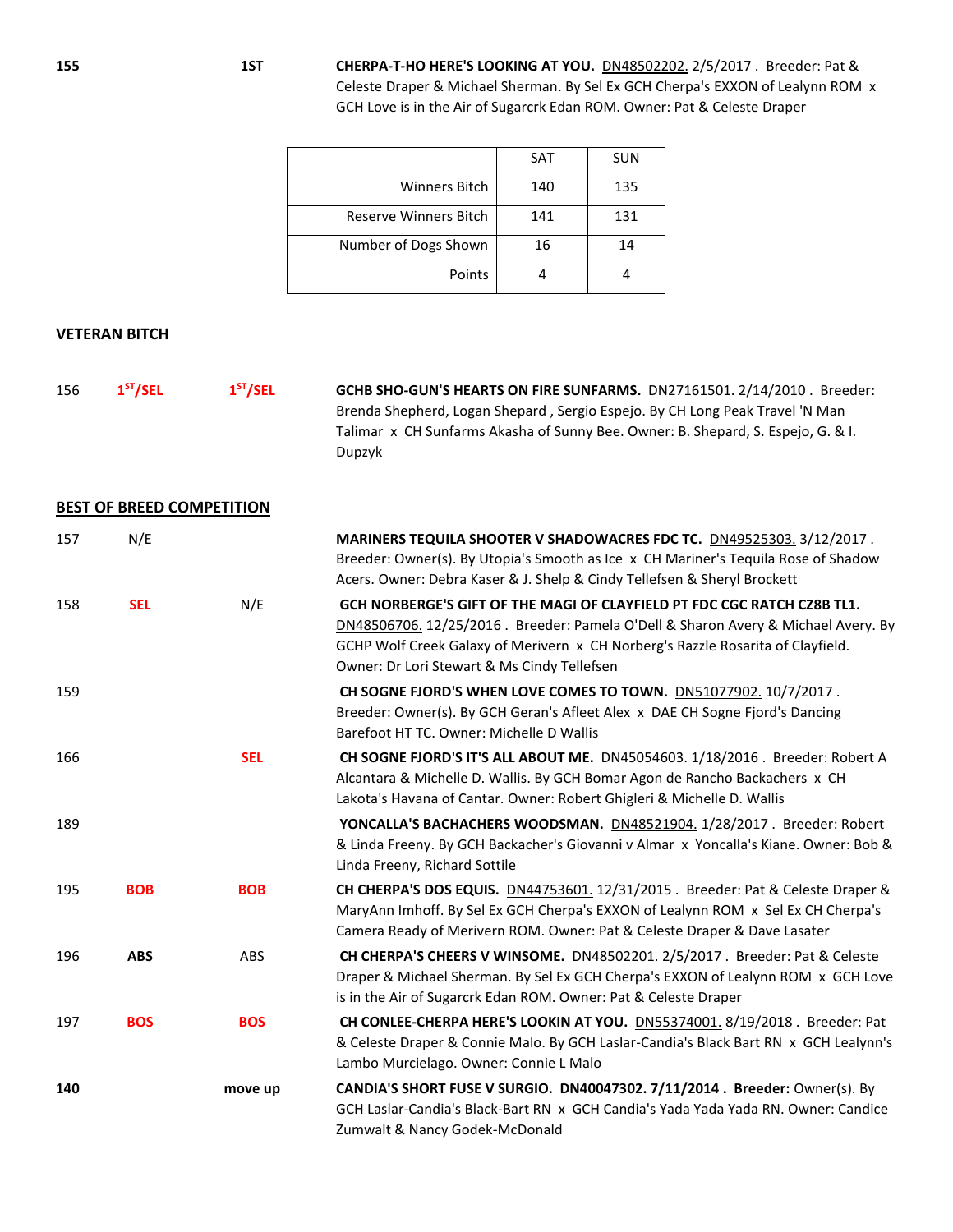| | | |
|---|---|---|
| **155** | **1ST** | **CHERPA-T-HO HERE'S LOOKING AT YOU.** DN48502202. 2/5/2017 . Breeder: Pat & Celeste Draper & Michael Sherman. By Sel Ex GCH Cherpa's EXXON of Lealynn ROM x GCH Love is in the Air of Sugarcrk Edan ROM. Owner: Pat & Celeste Draper |

| | SAT | SUN |
|---|---|---|
| Winners Bitch | 140 | 135 |
| Reserve Winners Bitch | 141 | 131 |
| Number of Dogs Shown | 16 | 14 |
| Points | 4 | 4 |

## VETERAN BITCH

| | | | |
|---|---|---|---|
| 156 | **1ST/SEL** | **1ST/SEL** | **GCHB SHO-GUN'S HEARTS ON FIRE SUNFARMS.** DN27161501. 2/14/2010 . Breeder: Brenda Shepherd, Logan Shepard , Sergio Espejo. By CH Long Peak Travel 'N Man Talimar x CH Sunfarms Akasha of Sunny Bee. Owner: B. Shepard, S. Espejo, G. & I. Dupzyk |

## BEST OF BREED COMPETITION

| | | | |
|---|---|---|---|
| 157 | N/E | | **MARINERS TEQUILA SHOOTER V SHADOWACRES FDC TC.** DN49525303. 3/12/2017 . Breeder: Owner(s). By Utopia's Smooth as Ice x CH Mariner's Tequila Rose of Shadow Acers. Owner: Debra Kaser & J. Shelp & Cindy Tellefsen & Sheryl Brockett |
| 158 | **SEL** | N/E | **GCH NORBERGE'S GIFT OF THE MAGI OF CLAYFIELD PT FDC CGC RATCH CZ8B TL1.** DN48506706. 12/25/2016 . Breeder: Pamela O'Dell & Sharon Avery & Michael Avery. By GCHP Wolf Creek Galaxy of Merivern x CH Norberg's Razzle Rosarita of Clayfield. Owner: Dr Lori Stewart & Ms Cindy Tellefsen |
| 159 | | | **CH SOGNE FJORD'S WHEN LOVE COMES TO TOWN.** DN51077902. 10/7/2017 . Breeder: Owner(s). By GCH Geran's Afleet Alex x DAE CH Sogne Fjord's Dancing Barefoot HT TC. Owner: Michelle D Wallis |
| 166 | | **SEL** | **CH SOGNE FJORD'S IT'S ALL ABOUT ME.** DN45054603. 1/18/2016 . Breeder: Robert A Alcantara & Michelle D. Wallis. By GCH Bomar Agon de Rancho Backachers x CH Lakota's Havana of Cantar. Owner: Robert Ghiglieri & Michelle D. Wallis |
| 189 | | | **YONCALLA'S BACHACHERS WOODSMAN.** DN48521904. 1/28/2017 . Breeder: Robert & Linda Freeny. By GCH Backacher's Giovanni v Almar x Yoncalla's Kiane. Owner: Bob & Linda Freeny, Richard Sottile |
| 195 | **BOB** | **BOB** | **CH CHERPA'S DOS EQUIS.** DN44753601. 12/31/2015 . Breeder: Pat & Celeste Draper & MaryAnn Imhoff. By Sel Ex GCH Cherpa's EXXON of Lealynn ROM x Sel Ex CH Cherpa's Camera Ready of Merivern ROM. Owner: Pat & Celeste Draper & Dave Lasater |
| 196 | **ABS** | ABS | **CH CHERPA'S CHEERS V WINSOME.** DN48502201. 2/5/2017 . Breeder: Pat & Celeste Draper & Michael Sherman. By Sel Ex GCH Cherpa's EXXON of Lealynn ROM x GCH Love is in the Air of Sugarcrk Edan ROM. Owner: Pat & Celeste Draper |
| 197 | **BOS** | **BOS** | **CH CONLEE-CHERPA HERE'S LOOKIN AT YOU.** DN55374001. 8/19/2018 . Breeder: Pat & Celeste Draper & Connie Malo. By GCH Laslar-Candia's Black Bart RN x GCH Lealynn's Lambo Murcielago. Owner: Connie L Malo |
| **140** | | **move up** | **CANDIA'S SHORT FUSE V SURGIO. DN40047302. 7/11/2014 . Breeder:** Owner(s). By GCH Laslar-Candia's Black-Bart RN x GCH Candia's Yada Yada Yada RN. Owner: Candice Zumwalt & Nancy Godek-McDonald |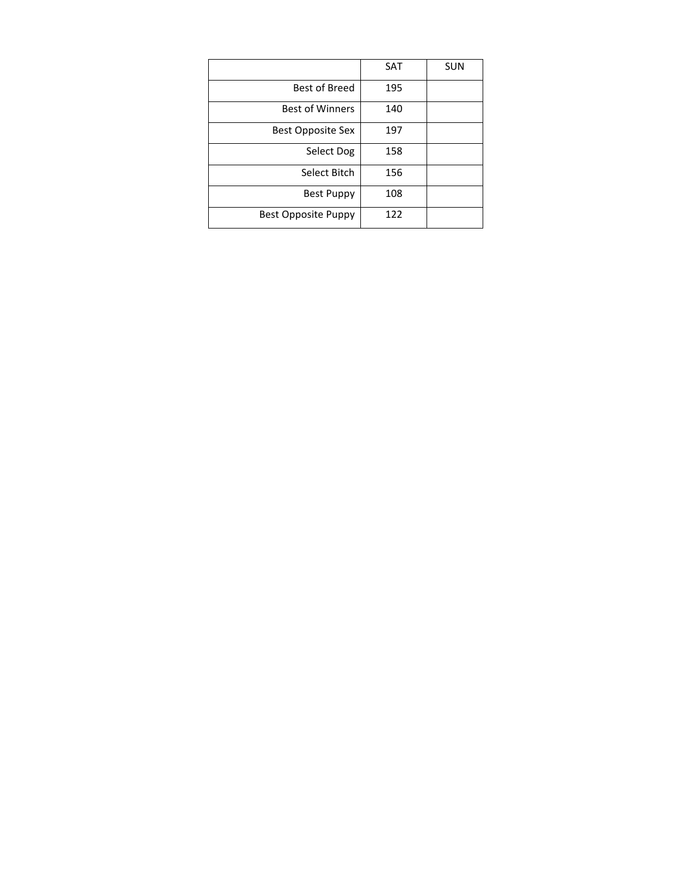| | SAT | SUN |
|---|---|---|
| Best of Breed | 195 | |
| Best of Winners | 140 | |
| Best Opposite Sex | 197 | |
| Select Dog | 158 | |
| Select Bitch | 156 | |
| Best Puppy | 108 | |
| Best Opposite Puppy | 122 | |